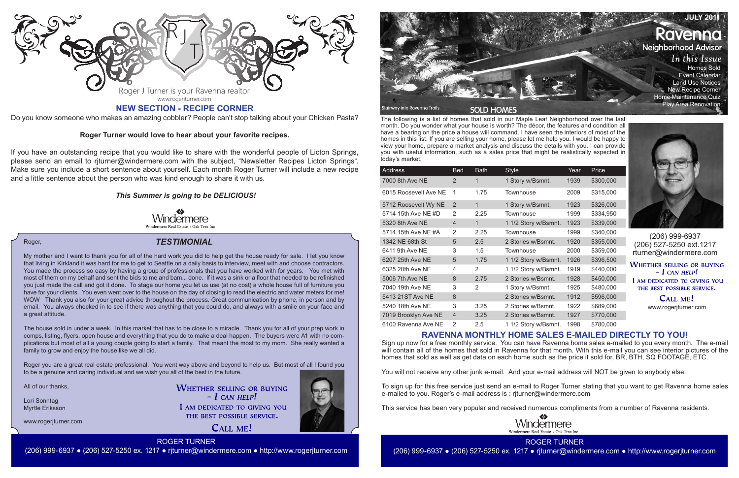Roger J Turner is your Ravenna realtor

www.rogerjturner.com

## NEW SECTION - RECIPE CORNER

Do you know someone who makes an amazing cobbler? People can't stop talking about your Chicken Pasta?

**Roger Turner would love to hear about your favorite recipes.**

If you have an outstanding recipe that you would like to share with the wonderful people of Licton Springs, please send an email to rjturner@windermere.com with the subject, "Newsletter Recipes Licton Springs". Make sure you include a short sentence about yourself. Each month Roger Turner will include a new recipe and a little sentence about the person who was kind enough to share it with us.

***This Summer is going to be DELICIOUS!***

Windermere

Windermere Real Estate / Oak Tree Inc

## TESTIMONIAL

Roger,

My mother and I want to thank you for all of the hard work you did to help get the house ready for sale. I let you know that living in Kirkland it was hard for me to get to Seattle on a daily basis to interview, meet with and choose contractors. You made the process so easy by having a group of professionals that you have worked with for years. You met with most of them on my behalf and sent the bids to me and bam... done. If it was a sink or a floor that needed to be refinished you just made the call and got it done. To stage our home you let us use (at no cost) a whole house full of furniture you have for your clients. You even went over to the house on the day of closing to read the electric and water meters for me! WOW Thank you also for your great advice throughout the process. Great communication by phone, in person and by email. You always checked in to see if there was anything that you could do, and always with a smile on your face and a great attitude.

The house sold in under a week. In this market that has to be close to a miracle. Thank you for all of your prep work in comps, listing, flyers, open house and everything that you do to make a deal happen. The buyers were A1 with no complications but most of all a young couple going to start a family. That meant the most to my mom. She really wanted a family to grow and enjoy the house like we all did.

Roger you are a great real estate professional. You went way above and beyond to help us. But most of all I found you to be a genuine and caring individual and we wish you all of the best in the future.

All of our thanks,

Lori Sonntag
Myrtle Eriksson

www.rogerjturner.com

WHETHER SELLING OR BUYING – *I CAN HELP!*
I AM DEDICATED TO GIVING YOU THE BEST POSSIBLE SERVICE.
CALL ME!

ROGER TURNER
(206) 999-6937 ● (206) 527-5250 ex. 1217 ● rjturner@windermere.com ● http://www.rogerjturner.com

---

JULY 2011

# Ravenna Neighborhood Advisor

*In this Issue*

- Homes Sold
- Event Calendar
- Land Use Notices
- New Recipe Corner
- Home Maintenance Quiz
- Play Area Renovation

Stairway into Ravenna Trails

## SOLD HOMES

The following is a list of homes that sold in our Maple Leaf Neighborhood over the last month. Do you wonder what your house is worth? The décor, the features and condition all have a bearing on the price a house will command. I have seen the interiors of most of the homes in this list. If you are selling your home, please let me help you. I would be happy to view your home, prepare a market analysis and discuss the details with you. I can provide you with useful information, such as a sales price that might be realistically expected in today's market.

| Address | Bed | Bath | Style | Year | Price |
|---|---|---|---|---|---|
| 7000 8th Ave NE | 2 | 1 | 1 Story w/Bsmnt. | 1939 | $300,000 |
| 6015 Roosevelt Ave NE | 1 | 1.75 | Townhouse | 2009 | $315,000 |
| 5712 Roosevelt Wy NE | 2 | 1 | 1 Story w/Bsmnt. | 1923 | $326,000 |
| 5714 15th Ave NE #D | 2 | 2.25 | Townhouse | 1999 | $334,950 |
| 5320 8th Ave NE | 4 | 1 | 1 1/2 Story w/Bsmnt. | 1923 | $339,000 |
| 5714 15th Ave NE #A | 2 | 2.25 | Townhouse | 1999 | $340,000 |
| 1342 NE 68th St | 5 | 2.5 | 2 Stories w/Bsmnt. | 1920 | $355,000 |
| 6411 9th Ave NE | 3 | 1.5 | Townhouse | 2000 | $359,000 |
| 6207 25th Ave NE | 5 | 1.75 | 1 1/2 Story w/Bsmnt. | 1926 | $396,500 |
| 6325 20th Ave NE | 4 | 2 | 1 1/2 Story w/Bsmnt. | 1919 | $440,000 |
| 5006 7th Ave NE | 8 | 2.75 | 2 Stories w/Bsmnt. | 1928 | $450,000 |
| 7040 19th Ave NE | 3 | 2 | 1 Story w/Bsmnt. | 1925 | $480,000 |
| 5413 21ST Ave NE | 8 | | 2 Stories w/Bsmnt. | 1912 | $596,000 |
| 5240 18th Ave NE | 3 | 3.25 | 2 Stories w/Bsmnt. | 1922 | $689,000 |
| 7019 Brooklyn Ave NE | 4 | 3.25 | 2 Stories w/Bsmnt. | 1927 | $770,000 |
| 6100 Ravenna Ave NE | 2 | 2.5 | 1 1/2 Story w/Bsmnt. | 1998 | $780,000 |

(206) 999-6937
(206) 527-5250 ext.1217
rturner@windermere.com

WHETHER SELLING OR BUYING – *I CAN HELP!*
I AM DEDICATED TO GIVING YOU THE BEST POSSIBLE SERVICE.
CALL ME!
www.rogerjturner.com

## RAVENNA MONTHLY HOME SALES E-MAILED DIRECTLY TO YOU!

Sign up now for a free monthly service. You can have Ravenna home sales e-mailed to you every month. The e-mail will contain all of the homes that sold in Ravenna for that month. With this e-mail you can see interior pictures of the homes that sold as well as get data on each home such as the price it sold for, BR, BTH, SQ FOOTAGE, ETC.

You will not receive any other junk e-mail. And your e-mail address will NOT be given to anybody else.

To sign up for this free service just send an e-mail to Roger Turner stating that you want to get Ravenna home sales e-mailed to you. Roger's e-mail address is : rjturner@windermere.com

This service has been very popular and received numerous compliments from a number of Ravenna residents.

Windermere

Windermere Real Estate / Oak Tree Inc

ROGER TURNER
(206) 999-6937 ● (206) 527-5250 ex. 1217 ● rjturner@windermere.com ● http://www.rogerjturner.com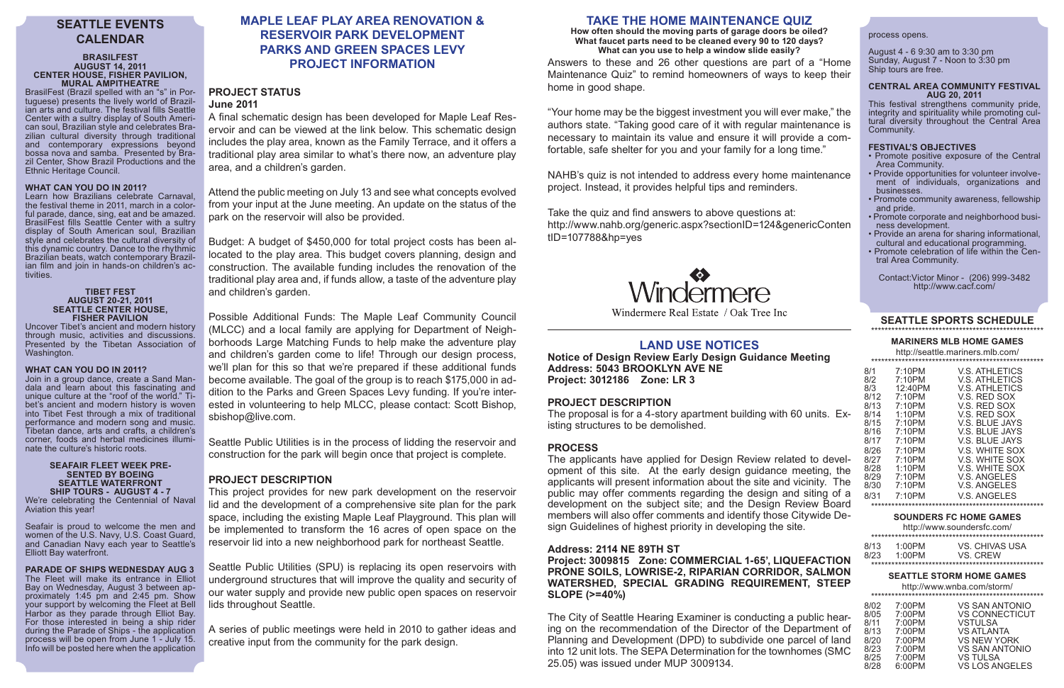## SEATTLE EVENTS CALENDAR

**BRASILFEST**
**AUGUST 14, 2011**
**CENTER HOUSE, FISHER PAVILION, MURAL AMPITHEATRE**

BrasilFest (Brazil spelled with an "s" in Portuguese) presents the lively world of Brazilian arts and culture. The festival fills Seattle Center with a sultry display of South American soul, Brazilian style and celebrates Brazilian cultural diversity through traditional and contemporary expressions beyond bossa nova and samba. Presented by Brazil Center, Show Brazil Productions and the Ethnic Heritage Council.

**WHAT CAN YOU DO IN 2011?**

Learn how Brazilians celebrate Carnaval, the festival theme in 2011, march in a colorful parade, dance, sing, eat and be amazed. BrasilFest fills Seattle Center with a sultry display of South American soul, Brazilian style and celebrates the cultural diversity of this dynamic country. Dance to the rhythmic Brazilian beats, watch contemporary Brazilian film and join in hands-on children's activities.

**TIBET FEST**
**AUGUST 20-21, 2011**
**SEATTLE CENTER HOUSE, FISHER PAVILION**

Uncover Tibet's ancient and modern history through music, activities and discussions. Presented by the Tibetan Association of Washington.

**WHAT CAN YOU DO IN 2011?**

Join in a group dance, create a Sand Mandala and learn about this fascinating and unique culture at the "roof of the world." Tibet's ancient and modern history is woven into Tibet Fest through a mix of traditional performance and modern song and music. Tibetan dance, arts and crafts, a children's corner, foods and herbal medicines illuminate the culture's historic roots.

**SEAFAIR FLEET WEEK PRESENTED BY BOEING**
**SEATTLE WATERFRONT**
**SHIP TOURS - AUGUST 4 - 7**

We're celebrating the Centennial of Naval Aviation this year!

Seafair is proud to welcome the men and women of the U.S. Navy, U.S. Coast Guard, and Canadian Navy each year to Seattle's Elliott Bay waterfront.

**PARADE OF SHIPS WEDNESDAY AUG 3**

The Fleet will make its entrance in Elliot Bay on Wednesday, August 3 between approximately 1:45 pm and 2:45 pm. Show your support by welcoming the Fleet at Bell Harbor as they parade through Elliot Bay. For those interested in being a ship rider during the Parade of Ships - the application process will be open from June 1 - July 15. Info will be posted here when the application process opens.

August 4 - 6 9:30 am to 3:30 pm
Sunday, August 7 - Noon to 3:30 pm
Ship tours are free.

**CENTRAL AREA COMMUNITY FESTIVAL**
**AUG 20, 2011**

This festival strengthens community pride, integrity and spirituality while promoting cultural diversity throughout the Central Area Community.

**FESTIVAL'S OBJECTIVES**

- Promote positive exposure of the Central Area Community.
- Provide opportunities for volunteer involvement of individuals, organizations and businesses.
- Promote community awareness, fellowship and pride.
- Promote corporate and neighborhood business development.
- Provide an arena for sharing informational, cultural and educational programming.
- Promote celebration of life within the Central Area Community.

Contact:Victor Minor - (206) 999-3482
http://www.cacf.com/

## MAPLE LEAF PLAY AREA RENOVATION & RESERVOIR PARK DEVELOPMENT PARKS AND GREEN SPACES LEVY PROJECT INFORMATION

### PROJECT STATUS

**June 2011**

A final schematic design has been developed for Maple Leaf Reservoir and can be viewed at the link below. This schematic design includes the play area, known as the Family Terrace, and it offers a traditional play area similar to what's there now, an adventure play area, and a children's garden.

Attend the public meeting on July 13 and see what concepts evolved from your input at the June meeting. An update on the status of the park on the reservoir will also be provided.

Budget: A budget of $450,000 for total project costs has been allocated to the play area. This budget covers planning, design and construction. The available funding includes the renovation of the traditional play area and, if funds allow, a taste of the adventure play and children's garden.

Possible Additional Funds: The Maple Leaf Community Council (MLCC) and a local family are applying for Department of Neighborhoods Large Matching Funds to help make the adventure play and children's garden come to life! Through our design process, we'll plan for this so that we're prepared if these additional funds become available. The goal of the group is to reach $175,000 in addition to the Parks and Green Spaces Levy funding. If you're interested in volunteering to help MLCC, please contact: Scott Bishop, sbishop@live.com.

Seattle Public Utilities is in the process of lidding the reservoir and construction for the park will begin once that project is complete.

### PROJECT DESCRIPTION

This project provides for new park development on the reservoir lid and the development of a comprehensive site plan for the park space, including the existing Maple Leaf Playground. This plan will be implemented to transform the 16 acres of open space on the reservoir lid into a new neighborhood park for northeast Seattle.

Seattle Public Utilities (SPU) is replacing its open reservoirs with underground structures that will improve the quality and security of our water supply and provide new public open spaces on reservoir lids throughout Seattle.

A series of public meetings were held in 2010 to gather ideas and creative input from the community for the park design.

## TAKE THE HOME MAINTENANCE QUIZ

**How often should the moving parts of garage doors be oiled?**
**What faucet parts need to be cleaned every 90 to 120 days?**
**What can you use to help a window slide easily?**

Answers to these and 26 other questions are part of a "Home Maintenance Quiz" to remind homeowners of ways to keep their home in good shape.

"Your home may be the biggest investment you will ever make," the authors state. "Taking good care of it with regular maintenance is necessary to maintain its value and ensure it will provide a comfortable, safe shelter for you and your family for a long time."

NAHB's quiz is not intended to address every home maintenance project. Instead, it provides helpful tips and reminders.

Take the quiz and find answers to above questions at:
http://www.nahb.org/generic.aspx?sectionID=124&genericContentID=107788&hp=yes

Windermere
Windermere Real Estate / Oak Tree Inc

## LAND USE NOTICES

**Notice of Design Review Early Design Guidance Meeting**
**Address: 5043 BROOKLYN AVE NE**
**Project: 3012186 Zone: LR 3**

### PROJECT DESCRIPTION

The proposal is for a 4-story apartment building with 60 units. Existing structures to be demolished.

### PROCESS

The applicants have applied for Design Review related to development of this site. At the early design guidance meeting, the applicants will present information about the site and vicinity. The public may offer comments regarding the design and siting of a development on the subject site; and the Design Review Board members will also offer comments and identify those Citywide Design Guidelines of highest priority in developing the site.

**Address: 2114 NE 89TH ST**
**Project: 3009815 Zone: COMMERCIAL 1-65', LIQUEFACTION PRONE SOILS, LOWRISE-2, RIPARIAN CORRIDOR, SALMON WATERSHED, SPECIAL GRADING REQUIREMENT, STEEP SLOPE (>=40%)**

The City of Seattle Hearing Examiner is conducting a public hearing on the recommendation of the Director of the Department of Planning and Development (DPD) to subdivide one parcel of land into 12 unit lots. The SEPA Determination for the townhomes (SMC 25.05) was issued under MUP 3009134.

## SEATTLE SPORTS SCHEDULE

**MARINERS MLB HOME GAMES**
http://seattle.mariners.mlb.com/

| | | |
|---|---|---|
| 8/1 | 7:10PM | V.S. ATHLETICS |
| 8/2 | 7:10PM | V.S. ATHLETICS |
| 8/3 | 12:40PM | V.S. ATHLETICS |
| 8/12 | 7:10PM | V.S. RED SOX |
| 8/13 | 7:10PM | V.S. RED SOX |
| 8/14 | 1:10PM | V.S. RED SOX |
| 8/15 | 7:10PM | V.S. BLUE JAYS |
| 8/16 | 7:10PM | V.S. BLUE JAYS |
| 8/17 | 7:10PM | V.S. BLUE JAYS |
| 8/26 | 7:10PM | V.S. WHITE SOX |
| 8/27 | 7:10PM | V.S. WHITE SOX |
| 8/28 | 1:10PM | V.S. WHITE SOX |
| 8/29 | 7:10PM | V.S. ANGELES |
| 8/30 | 7:10PM | V.S. ANGELES |
| 8/31 | 7:10PM | V.S. ANGELES |

**SOUNDERS FC HOME GAMES**
http://www.soundersfc.com/

| | | |
|---|---|---|
| 8/13 | 1:00PM | VS. CHIVAS USA |
| 8/23 | 1:00PM | VS. CREW |

**SEATTLE STORM HOME GAMES**
http://www.wnba.com/storm/

| | | |
|---|---|---|
| 8/02 | 7:00PM | VS SAN ANTONIO |
| 8/05 | 7:00PM | VS CONNECTICUT |
| 8/11 | 7:00PM | VSTULSA |
| 8/13 | 7:00PM | VS ATLANTA |
| 8/20 | 7:00PM | VS NEW YORK |
| 8/23 | 7:00PM | VS SAN ANTONIO |
| 8/25 | 7:00PM | VS TULSA |
| 8/28 | 6:00PM | VS LOS ANGELES |